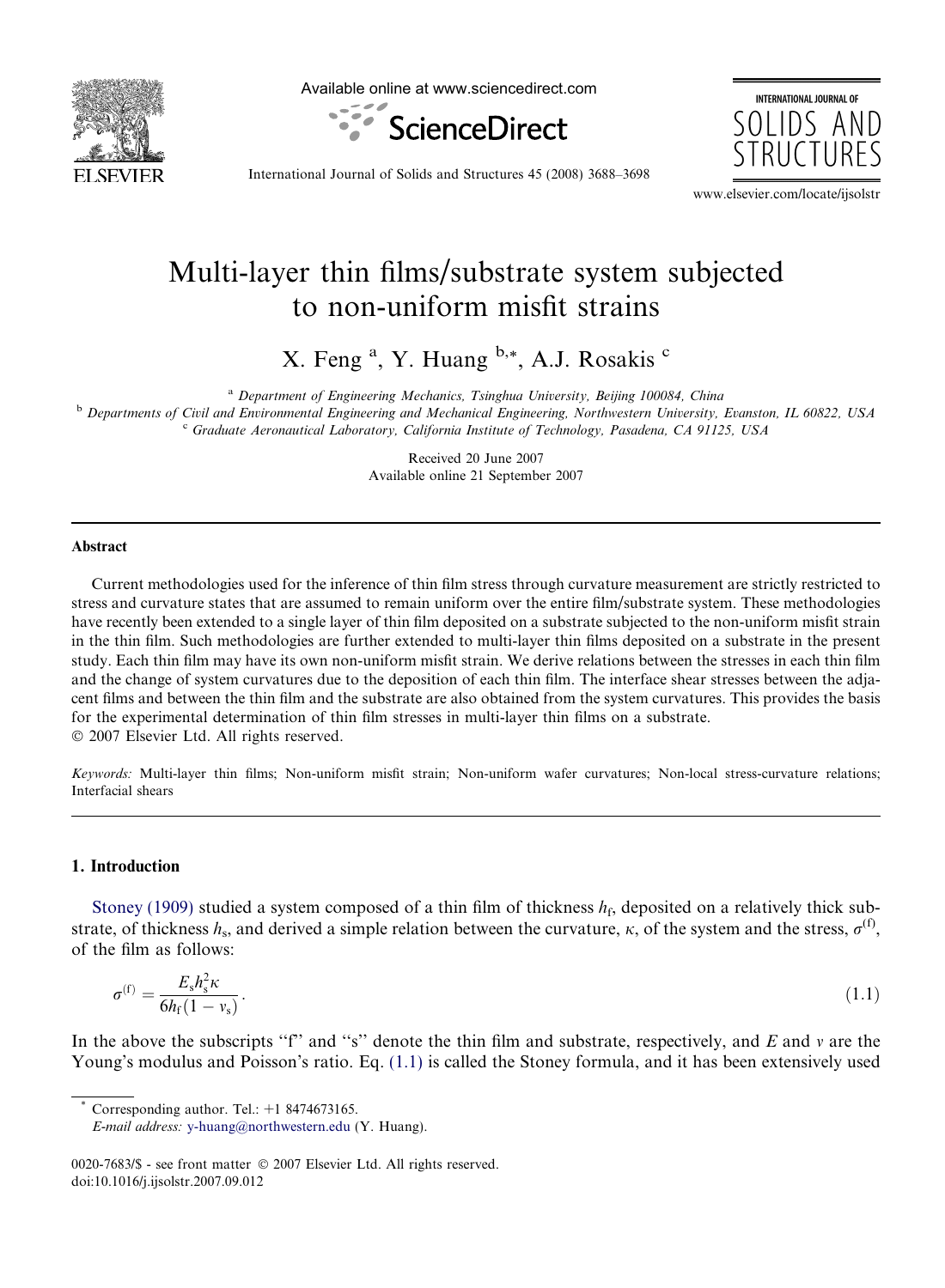# Multi-layer thin films/substrate system subjected to non-uniform misfit strains

X. Feng [a], Y. Huang [b,*], A.J. Rosakis [c]

[a] Department of Engineering Mechanics, Tsinghua University, Beijing 100084, China

[b] Departments of Civil and Environmental Engineering and Mechanical Engineering, Northwestern University, Evanston, IL 60822, USA

[c] Graduate Aeronautical Laboratory, California Institute of Technology, Pasadena, CA 91125, USA

Received 20 June 2007
Available online 21 September 2007

## Abstract

Current methodologies used for the inference of thin film stress through curvature measurement are strictly restricted to stress and curvature states that are assumed to remain uniform over the entire film/substrate system. These methodologies have recently been extended to a single layer of thin film deposited on a substrate subjected to the non-uniform misfit strain in the thin film. Such methodologies are further extended to multi-layer thin films deposited on a substrate in the present study. Each thin film may have its own non-uniform misfit strain. We derive relations between the stresses in each thin film and the change of system curvatures due to the deposition of each thin film. The interface shear stresses between the adjacent films and between the thin film and the substrate are also obtained from the system curvatures. This provides the basis for the experimental determination of thin film stresses in multi-layer thin films on a substrate.

© 2007 Elsevier Ltd. All rights reserved.

*Keywords:* Multi-layer thin films; Non-uniform misfit strain; Non-uniform wafer curvatures; Non-local stress-curvature relations; Interfacial shears

## 1. Introduction

Stoney (1909) studied a system composed of a thin film of thickness $h_f$, deposited on a relatively thick substrate, of thickness $h_s$, and derived a simple relation between the curvature, $\kappa$, of the system and the stress, $\sigma^{(f)}$, of the film as follows:

$$\sigma^{(f)} = \frac{E_s h_s^2 \kappa}{6 h_f (1 - \nu_s)}. \tag{1.1}$$

In the above the subscripts "f" and "s" denote the thin film and substrate, respectively, and $E$ and $\nu$ are the Young's modulus and Poisson's ratio. Eq. (1.1) is called the Stoney formula, and it has been extensively used

---

* Corresponding author. Tel.: +1 8474673165.
*E-mail address:* y-huang@northwestern.edu (Y. Huang).

0020-7683/$ - see front matter © 2007 Elsevier Ltd. All rights reserved.
doi:10.1016/j.ijsolstr.2007.09.012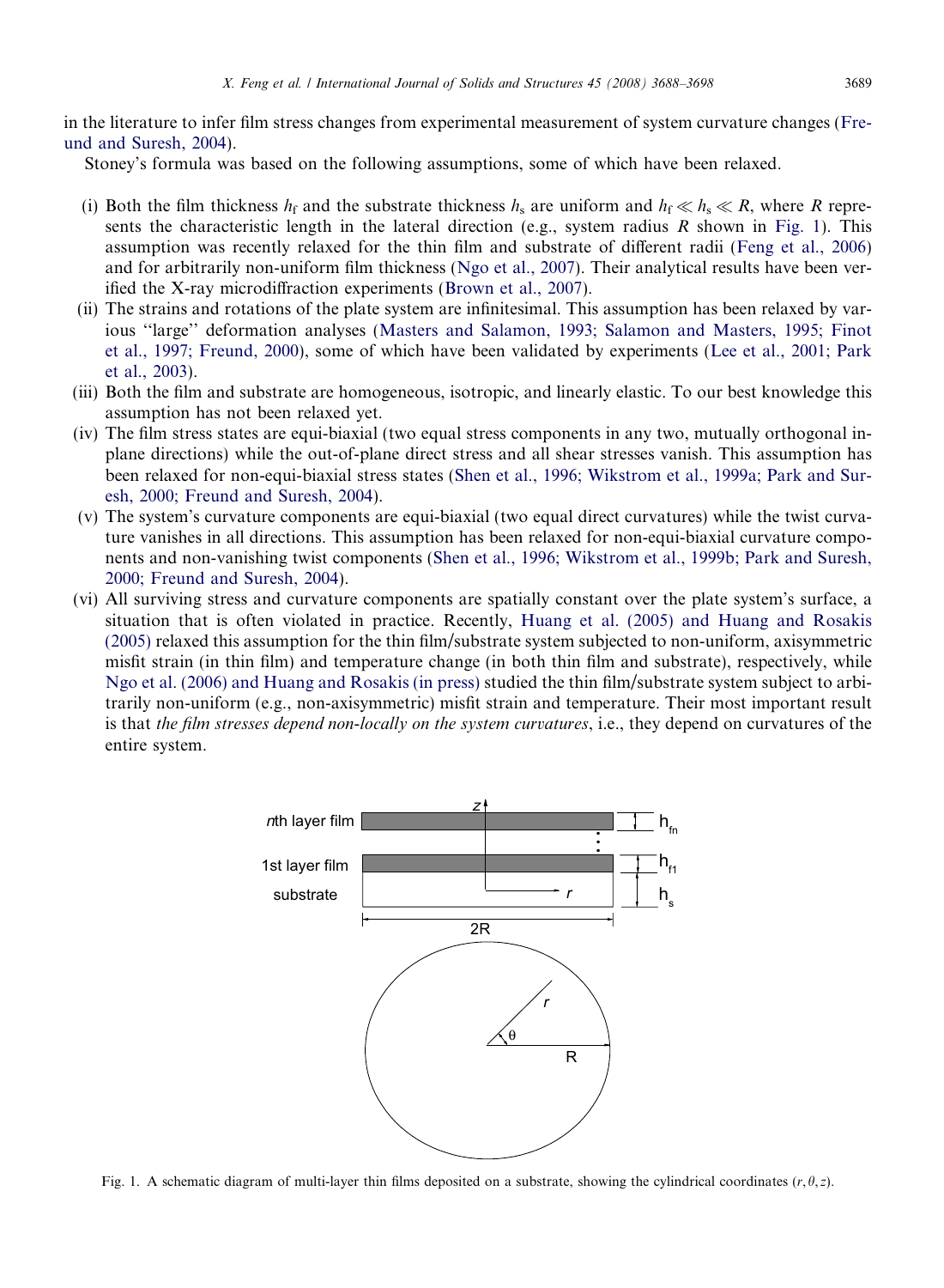in the literature to infer film stress changes from experimental measurement of system curvature changes (Freund and Suresh, 2004).

Stoney's formula was based on the following assumptions, some of which have been relaxed.

(i) Both the film thickness $h_f$ and the substrate thickness $h_s$ are uniform and $h_f \ll h_s \ll R$, where $R$ represents the characteristic length in the lateral direction (e.g., system radius $R$ shown in Fig. 1). This assumption was recently relaxed for the thin film and substrate of different radii (Feng et al., 2006) and for arbitrarily non-uniform film thickness (Ngo et al., 2007). Their analytical results have been verified the X-ray microdiffraction experiments (Brown et al., 2007).

(ii) The strains and rotations of the plate system are infinitesimal. This assumption has been relaxed by various "large" deformation analyses (Masters and Salamon, 1993; Salamon and Masters, 1995; Finot et al., 1997; Freund, 2000), some of which have been validated by experiments (Lee et al., 2001; Park et al., 2003).

(iii) Both the film and substrate are homogeneous, isotropic, and linearly elastic. To our best knowledge this assumption has not been relaxed yet.

(iv) The film stress states are equi-biaxial (two equal stress components in any two, mutually orthogonal in-plane directions) while the out-of-plane direct stress and all shear stresses vanish. This assumption has been relaxed for non-equi-biaxial stress states (Shen et al., 1996; Wikstrom et al., 1999a; Park and Suresh, 2000; Freund and Suresh, 2004).

(v) The system's curvature components are equi-biaxial (two equal direct curvatures) while the twist curvature vanishes in all directions. This assumption has been relaxed for non-equi-biaxial curvature components and non-vanishing twist components (Shen et al., 1996; Wikstrom et al., 1999b; Park and Suresh, 2000; Freund and Suresh, 2004).

(vi) All surviving stress and curvature components are spatially constant over the plate system's surface, a situation that is often violated in practice. Recently, Huang et al. (2005) and Huang and Rosakis (2005) relaxed this assumption for the thin film/substrate system subjected to non-uniform, axisymmetric misfit strain (in thin film) and temperature change (in both thin film and substrate), respectively, while Ngo et al. (2006) and Huang and Rosakis (in press) studied the thin film/substrate system subject to arbitrarily non-uniform (e.g., non-axisymmetric) misfit strain and temperature. Their most important result is that *the film stresses depend non-locally on the system curvatures*, i.e., they depend on curvatures of the entire system.

Fig. 1. A schematic diagram of multi-layer thin films deposited on a substrate, showing the cylindrical coordinates $(r, \theta, z)$.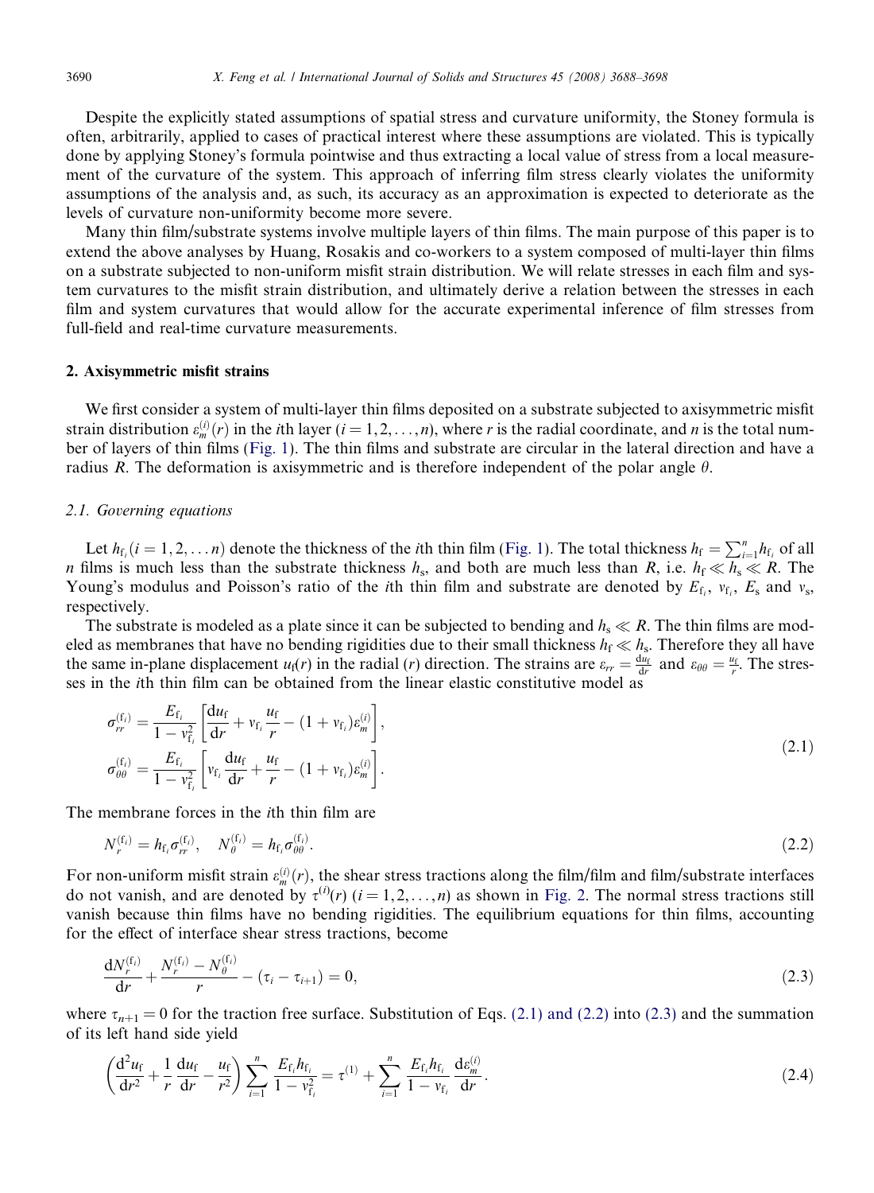Despite the explicitly stated assumptions of spatial stress and curvature uniformity, the Stoney formula is often, arbitrarily, applied to cases of practical interest where these assumptions are violated. This is typically done by applying Stoney's formula pointwise and thus extracting a local value of stress from a local measurement of the curvature of the system. This approach of inferring film stress clearly violates the uniformity assumptions of the analysis and, as such, its accuracy as an approximation is expected to deteriorate as the levels of curvature non-uniformity become more severe.

Many thin film/substrate systems involve multiple layers of thin films. The main purpose of this paper is to extend the above analyses by Huang, Rosakis and co-workers to a system composed of multi-layer thin films on a substrate subjected to non-uniform misfit strain distribution. We will relate stresses in each film and system curvatures to the misfit strain distribution, and ultimately derive a relation between the stresses in each film and system curvatures that would allow for the accurate experimental inference of film stresses from full-field and real-time curvature measurements.

## 2. Axisymmetric misfit strains

We first consider a system of multi-layer thin films deposited on a substrate subjected to axisymmetric misfit strain distribution $\varepsilon_m^{(i)}(r)$ in the $i$th layer $(i = 1, 2, \ldots, n)$, where $r$ is the radial coordinate, and $n$ is the total number of layers of thin films (Fig. 1). The thin films and substrate are circular in the lateral direction and have a radius $R$. The deformation is axisymmetric and is therefore independent of the polar angle $\theta$.

### 2.1. Governing equations

Let $h_{f_i} (i = 1, 2, \ldots n)$ denote the thickness of the $i$th thin film (Fig. 1). The total thickness $h_f = \sum_{i=1}^{n} h_{f_i}$ of all $n$ films is much less than the substrate thickness $h_s$, and both are much less than $R$, i.e. $h_f \ll h_s \ll R$. The Young's modulus and Poisson's ratio of the $i$th thin film and substrate are denoted by $E_{f_i}$, $\nu_{f_i}$, $E_s$ and $\nu_s$, respectively.

The substrate is modeled as a plate since it can be subjected to bending and $h_s \ll R$. The thin films are modeled as membranes that have no bending rigidities due to their small thickness $h_f \ll h_s$. Therefore they all have the same in-plane displacement $u_f(r)$ in the radial ($r$) direction. The strains are $\varepsilon_{rr} = \frac{du_f}{dr}$ and $\varepsilon_{\theta\theta} = \frac{u_f}{r}$. The stresses in the $i$th thin film can be obtained from the linear elastic constitutive model as

$$
\begin{aligned}
\sigma_{rr}^{(f_i)} &= \frac{E_{f_i}}{1 - \nu_{f_i}^2}\left[\frac{du_f}{dr} + \nu_{f_i}\frac{u_f}{r} - (1 + \nu_{f_i})\varepsilon_m^{(i)}\right], \\
\sigma_{\theta\theta}^{(f_i)} &= \frac{E_{f_i}}{1 - \nu_{f_i}^2}\left[\nu_{f_i}\frac{du_f}{dr} + \frac{u_f}{r} - (1 + \nu_{f_i})\varepsilon_m^{(i)}\right].
\end{aligned}
\tag{2.1}
$$

The membrane forces in the $i$th thin film are

$$
N_r^{(f_i)} = h_{f_i}\sigma_{rr}^{(f_i)}, \quad N_\theta^{(f_i)} = h_{f_i}\sigma_{\theta\theta}^{(f_i)}. \tag{2.2}
$$

For non-uniform misfit strain $\varepsilon_m^{(i)}(r)$, the shear stress tractions along the film/film and film/substrate interfaces do not vanish, and are denoted by $\tau^{(i)}(r)$ $(i = 1, 2, \ldots, n)$ as shown in Fig. 2. The normal stress tractions still vanish because thin films have no bending rigidities. The equilibrium equations for thin films, accounting for the effect of interface shear stress tractions, become

$$
\frac{dN_r^{(f_i)}}{dr} + \frac{N_r^{(f_i)} - N_\theta^{(f_i)}}{r} - (\tau_i - \tau_{i+1}) = 0, \tag{2.3}
$$

where $\tau_{n+1} = 0$ for the traction free surface. Substitution of Eqs. (2.1) and (2.2) into (2.3) and the summation of its left hand side yield

$$
\left(\frac{d^2u_f}{dr^2} + \frac{1}{r}\frac{du_f}{dr} - \frac{u_f}{r^2}\right)\sum_{i=1}^{n}\frac{E_{f_i}h_{f_i}}{1 - \nu_{f_i}^2} = \tau^{(1)} + \sum_{i=1}^{n}\frac{E_{f_i}h_{f_i}}{1 - \nu_{f_i}}\frac{d\varepsilon_m^{(i)}}{dr}. \tag{2.4}
$$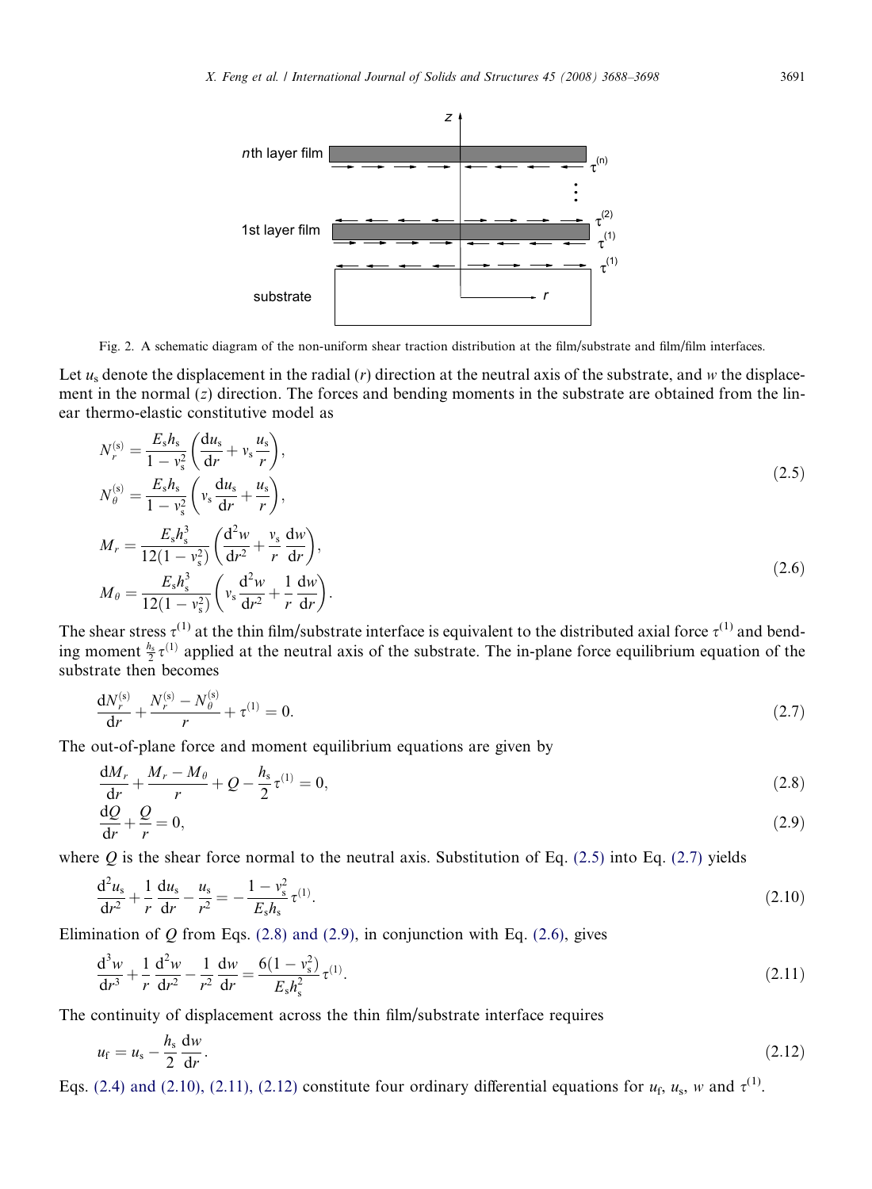Fig. 2. A schematic diagram of the non-uniform shear traction distribution at the film/substrate and film/film interfaces.

Let $u_s$ denote the displacement in the radial ($r$) direction at the neutral axis of the substrate, and $w$ the displacement in the normal ($z$) direction. The forces and bending moments in the substrate are obtained from the linear thermo-elastic constitutive model as

$$
\begin{aligned}
N_r^{(s)} &= \frac{E_s h_s}{1-\nu_s^2}\left(\frac{du_s}{dr} + \nu_s \frac{u_s}{r}\right), \\
N_\theta^{(s)} &= \frac{E_s h_s}{1-\nu_s^2}\left(\nu_s \frac{du_s}{dr} + \frac{u_s}{r}\right),
\end{aligned}
\tag{2.5}
$$

$$
\begin{aligned}
M_r &= \frac{E_s h_s^3}{12(1-\nu_s^2)}\left(\frac{d^2 w}{dr^2} + \frac{\nu_s}{r}\frac{dw}{dr}\right), \\
M_\theta &= \frac{E_s h_s^3}{12(1-\nu_s^2)}\left(\nu_s \frac{d^2 w}{dr^2} + \frac{1}{r}\frac{dw}{dr}\right).
\end{aligned}
\tag{2.6}
$$

The shear stress $\tau^{(1)}$ at the thin film/substrate interface is equivalent to the distributed axial force $\tau^{(1)}$ and bending moment $\frac{h_s}{2}\tau^{(1)}$ applied at the neutral axis of the substrate. The in-plane force equilibrium equation of the substrate then becomes

$$
\frac{dN_r^{(s)}}{dr} + \frac{N_r^{(s)} - N_\theta^{(s)}}{r} + \tau^{(1)} = 0. \tag{2.7}
$$

The out-of-plane force and moment equilibrium equations are given by

$$
\frac{dM_r}{dr} + \frac{M_r - M_\theta}{r} + Q - \frac{h_s}{2}\tau^{(1)} = 0, \tag{2.8}
$$

$$
\frac{dQ}{dr} + \frac{Q}{r} = 0, \tag{2.9}
$$

where $Q$ is the shear force normal to the neutral axis. Substitution of Eq. (2.5) into Eq. (2.7) yields

$$
\frac{d^2 u_s}{dr^2} + \frac{1}{r}\frac{du_s}{dr} - \frac{u_s}{r^2} = -\frac{1-\nu_s^2}{E_s h_s}\tau^{(1)}. \tag{2.10}
$$

Elimination of $Q$ from Eqs. (2.8) and (2.9), in conjunction with Eq. (2.6), gives

$$
\frac{d^3 w}{dr^3} + \frac{1}{r}\frac{d^2 w}{dr^2} - \frac{1}{r^2}\frac{dw}{dr} = \frac{6(1-\nu_s^2)}{E_s h_s^2}\tau^{(1)}. \tag{2.11}
$$

The continuity of displacement across the thin film/substrate interface requires

$$
u_f = u_s - \frac{h_s}{2}\frac{dw}{dr}. \tag{2.12}
$$

Eqs. (2.4) and (2.10), (2.11), (2.12) constitute four ordinary differential equations for $u_f$, $u_s$, $w$ and $\tau^{(1)}$.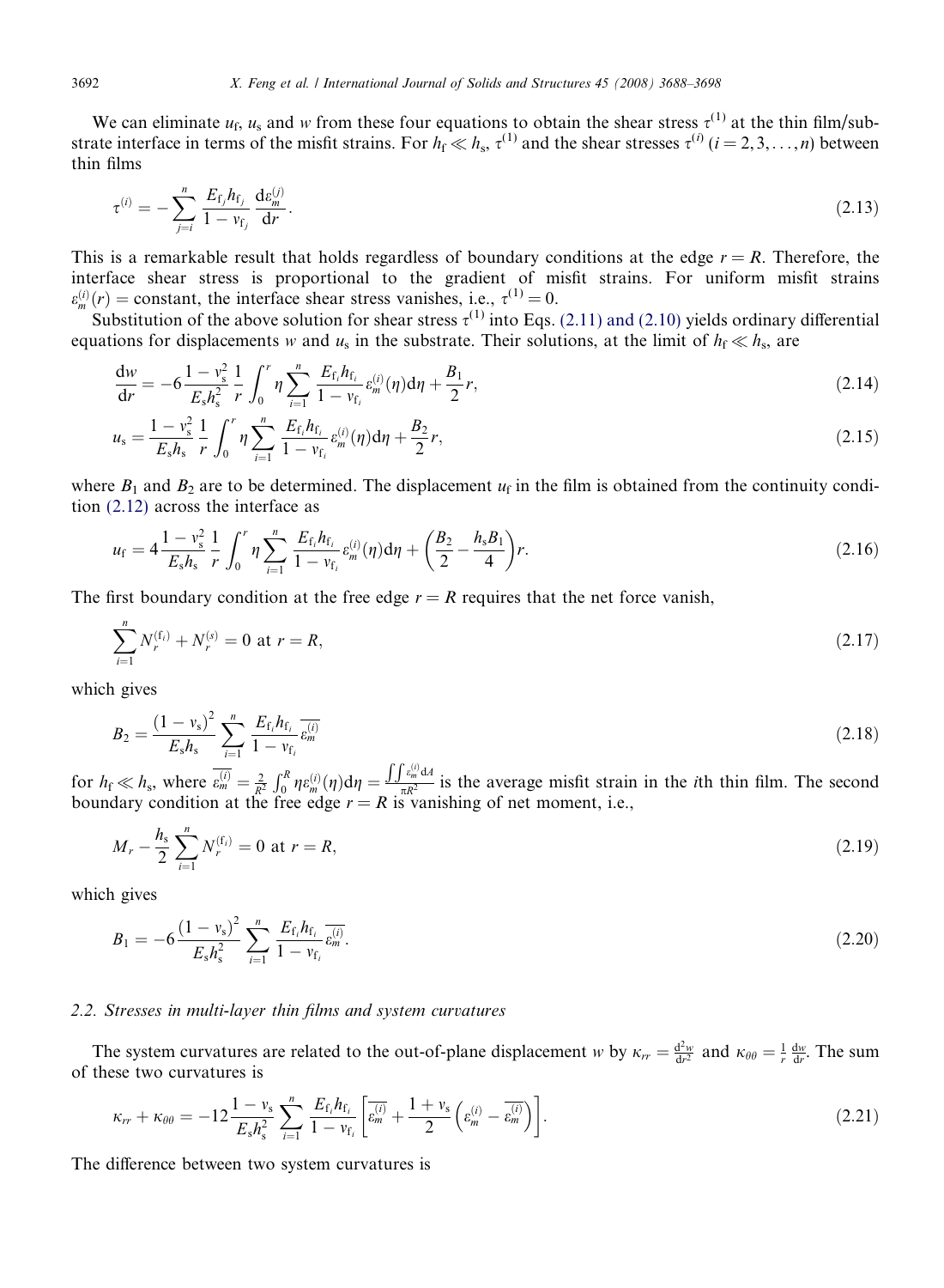We can eliminate $u_f$, $u_s$ and $w$ from these four equations to obtain the shear stress $\tau^{(1)}$ at the thin film/substrate interface in terms of the misfit strains. For $h_f \ll h_s$, $\tau^{(1)}$ and the shear stresses $\tau^{(i)}$ $(i = 2, 3, \ldots, n)$ between thin films

$$\tau^{(i)} = -\sum_{j=i}^{n} \frac{E_{f_j} h_{f_j}}{1 - \nu_{f_j}} \frac{d\varepsilon_m^{(j)}}{dr}. \tag{2.13}$$

This is a remarkable result that holds regardless of boundary conditions at the edge $r = R$. Therefore, the interface shear stress is proportional to the gradient of misfit strains. For uniform misfit strains $\varepsilon_m^{(i)}(r) = \text{constant}$, the interface shear stress vanishes, i.e., $\tau^{(1)} = 0$.

Substitution of the above solution for shear stress $\tau^{(1)}$ into Eqs. (2.11) and (2.10) yields ordinary differential equations for displacements $w$ and $u_s$ in the substrate. Their solutions, at the limit of $h_f \ll h_s$, are

$$\frac{dw}{dr} = -6\frac{1-\nu_s^2}{E_s h_s^2} \frac{1}{r} \int_0^r \eta \sum_{i=1}^{n} \frac{E_{f_i} h_{f_i}}{1 - \nu_{f_i}} \varepsilon_m^{(i)}(\eta) d\eta + \frac{B_1}{2} r, \tag{2.14}$$

$$u_s = \frac{1-\nu_s^2}{E_s h_s} \frac{1}{r} \int_0^r \eta \sum_{i=1}^{n} \frac{E_{f_i} h_{f_i}}{1 - \nu_{f_i}} \varepsilon_m^{(i)}(\eta) d\eta + \frac{B_2}{2} r, \tag{2.15}$$

where $B_1$ and $B_2$ are to be determined. The displacement $u_f$ in the film is obtained from the continuity condition (2.12) across the interface as

$$u_f = 4\frac{1-\nu_s^2}{E_s h_s} \frac{1}{r} \int_0^r \eta \sum_{i=1}^{n} \frac{E_{f_i} h_{f_i}}{1 - \nu_{f_i}} \varepsilon_m^{(i)}(\eta) d\eta + \left(\frac{B_2}{2} - \frac{h_s B_1}{4}\right) r. \tag{2.16}$$

The first boundary condition at the free edge $r = R$ requires that the net force vanish,

$$\sum_{i=1}^{n} N_r^{(f_i)} + N_r^{(s)} = 0 \text{ at } r = R, \tag{2.17}$$

which gives

$$B_2 = \frac{(1-\nu_s)^2}{E_s h_s} \sum_{i=1}^{n} \frac{E_{f_i} h_{f_i}}{1 - \nu_{f_i}} \overline{\varepsilon_m^{(i)}} \tag{2.18}$$

for $h_f \ll h_s$, where $\overline{\varepsilon_m^{(i)}} = \frac{2}{R^2} \int_0^R \eta \varepsilon_m^{(i)}(\eta) d\eta = \frac{\iint \varepsilon_m^{(i)} dA}{\pi R^2}$ is the average misfit strain in the $i$th thin film. The second boundary condition at the free edge $r = R$ is vanishing of net moment, i.e.,

$$M_r - \frac{h_s}{2} \sum_{i=1}^{n} N_r^{(f_i)} = 0 \text{ at } r = R, \tag{2.19}$$

which gives

$$B_1 = -6\frac{(1-\nu_s)^2}{E_s h_s^2} \sum_{i=1}^{n} \frac{E_{f_i} h_{f_i}}{1 - \nu_{f_i}} \overline{\varepsilon_m^{(i)}}. \tag{2.20}$$

### 2.2. Stresses in multi-layer thin films and system curvatures

The system curvatures are related to the out-of-plane displacement $w$ by $\kappa_{rr} = \frac{d^2 w}{dr^2}$ and $\kappa_{\theta\theta} = \frac{1}{r} \frac{dw}{dr}$. The sum of these two curvatures is

$$\kappa_{rr} + \kappa_{\theta\theta} = -12\frac{1-\nu_s}{E_s h_s^2} \sum_{i=1}^{n} \frac{E_{f_i} h_{f_i}}{1 - \nu_{f_i}} \left[\overline{\varepsilon_m^{(i)}} + \frac{1+\nu_s}{2}\left(\varepsilon_m^{(i)} - \overline{\varepsilon_m^{(i)}}\right)\right]. \tag{2.21}$$

The difference between two system curvatures is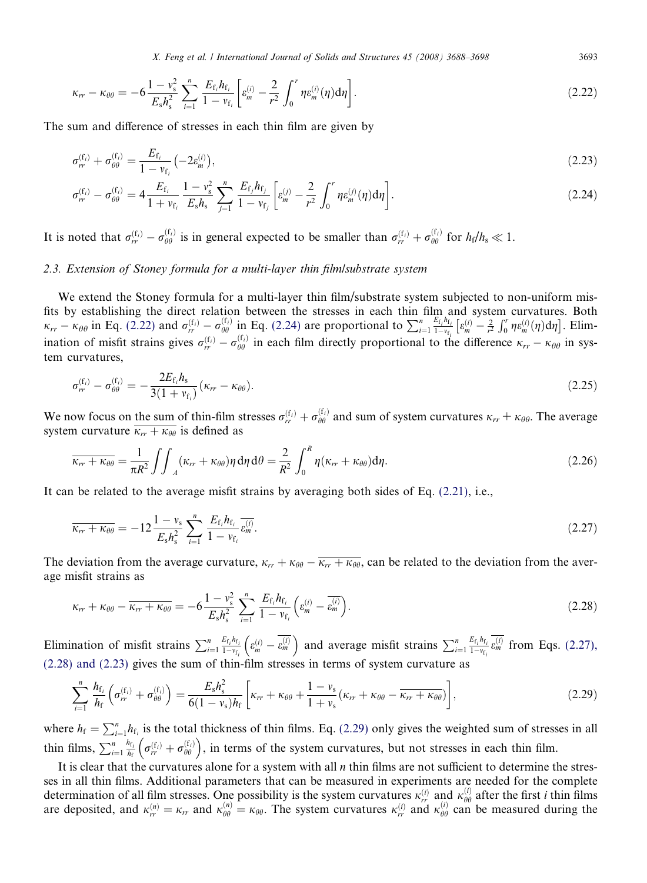$$\kappa_{rr} - \kappa_{\theta\theta} = -6\frac{1-\nu_s^2}{E_s h_s^2}\sum_{i=1}^{n}\frac{E_{f_i}h_{f_i}}{1-\nu_{f_i}}\left[\varepsilon_m^{(i)} - \frac{2}{r^2}\int_0^r \eta\varepsilon_m^{(i)}(\eta)\mathrm{d}\eta\right]. \tag{2.22}$$

The sum and difference of stresses in each thin film are given by

$$\sigma_{rr}^{(f_i)} + \sigma_{\theta\theta}^{(f_i)} = \frac{E_{f_i}}{1-\nu_{f_i}}\left(-2\varepsilon_m^{(i)}\right), \tag{2.23}$$

$$\sigma_{rr}^{(f_i)} - \sigma_{\theta\theta}^{(f_i)} = 4\frac{E_{f_i}}{1+\nu_{f_i}}\frac{1-\nu_s^2}{E_s h_s}\sum_{j=1}^{n}\frac{E_{f_j}h_{f_j}}{1-\nu_{f_j}}\left[\varepsilon_m^{(j)} - \frac{2}{r^2}\int_0^r \eta\varepsilon_m^{(j)}(\eta)\mathrm{d}\eta\right]. \tag{2.24}$$

It is noted that $\sigma_{rr}^{(f_i)} - \sigma_{\theta\theta}^{(f_i)}$ is in general expected to be smaller than $\sigma_{rr}^{(f_i)} + \sigma_{\theta\theta}^{(f_i)}$ for $h_f/h_s \ll 1$.

### 2.3. Extension of Stoney formula for a multi-layer thin film/substrate system

We extend the Stoney formula for a multi-layer thin film/substrate system subjected to non-uniform misfits by establishing the direct relation between the stresses in each thin film and system curvatures. Both $\kappa_{rr} - \kappa_{\theta\theta}$ in Eq. (2.22) and $\sigma_{rr}^{(f_i)} - \sigma_{\theta\theta}^{(f_i)}$ in Eq. (2.24) are proportional to $\sum_{i=1}^{n}\frac{E_{f_i}h_{f_i}}{1-\nu_{f_i}}\left[\varepsilon_m^{(i)} - \frac{2}{r^2}\int_0^r \eta\varepsilon_m^{(i)}(\eta)\mathrm{d}\eta\right]$. Elimination of misfit strains gives $\sigma_{rr}^{(f_i)} - \sigma_{\theta\theta}^{(f_i)}$ in each film directly proportional to the difference $\kappa_{rr} - \kappa_{\theta\theta}$ in system curvatures,

$$\sigma_{rr}^{(f_i)} - \sigma_{\theta\theta}^{(f_i)} = -\frac{2E_{f_i}h_s}{3(1+\nu_{f_i})}(\kappa_{rr} - \kappa_{\theta\theta}). \tag{2.25}$$

We now focus on the sum of thin-film stresses $\sigma_{rr}^{(f_i)} + \sigma_{\theta\theta}^{(f_i)}$ and sum of system curvatures $\kappa_{rr} + \kappa_{\theta\theta}$. The average system curvature $\overline{\kappa_{rr} + \kappa_{\theta\theta}}$ is defined as

$$\overline{\kappa_{rr} + \kappa_{\theta\theta}} = \frac{1}{\pi R^2}\iint_A (\kappa_{rr} + \kappa_{\theta\theta})\eta\,\mathrm{d}\eta\,\mathrm{d}\theta = \frac{2}{R^2}\int_0^R \eta(\kappa_{rr} + \kappa_{\theta\theta})\mathrm{d}\eta. \tag{2.26}$$

It can be related to the average misfit strains by averaging both sides of Eq. (2.21), i.e.,

$$\overline{\kappa_{rr} + \kappa_{\theta\theta}} = -12\frac{1-\nu_s}{E_s h_s^2}\sum_{i=1}^{n}\frac{E_{f_i}h_{f_i}}{1-\nu_{f_i}}\overline{\varepsilon_m^{(i)}}. \tag{2.27}$$

The deviation from the average curvature, $\kappa_{rr} + \kappa_{\theta\theta} - \overline{\kappa_{rr} + \kappa_{\theta\theta}}$, can be related to the deviation from the average misfit strains as

$$\kappa_{rr} + \kappa_{\theta\theta} - \overline{\kappa_{rr} + \kappa_{\theta\theta}} = -6\frac{1-\nu_s^2}{E_s h_s^2}\sum_{i=1}^{n}\frac{E_{f_i}h_{f_i}}{1-\nu_{f_i}}\left(\varepsilon_m^{(i)} - \overline{\varepsilon_m^{(i)}}\right). \tag{2.28}$$

Elimination of misfit strains $\sum_{i=1}^{n}\frac{E_{f_i}h_{f_i}}{1-\nu_{f_i}}\left(\varepsilon_m^{(i)} - \overline{\varepsilon_m^{(i)}}\right)$ and average misfit strains $\sum_{i=1}^{n}\frac{E_{f_i}h_{f_i}}{1-\nu_{f_i}}\overline{\varepsilon_m^{(i)}}$ from Eqs. (2.27), (2.28) and (2.23) gives the sum of thin-film stresses in terms of system curvature as

$$\sum_{i=1}^{n}\frac{h_{f_i}}{h_f}\left(\sigma_{rr}^{(f_i)} + \sigma_{\theta\theta}^{(f_i)}\right) = \frac{E_s h_s^2}{6(1-\nu_s)h_f}\left[\kappa_{rr} + \kappa_{\theta\theta} + \frac{1-\nu_s}{1+\nu_s}\left(\kappa_{rr} + \kappa_{\theta\theta} - \overline{\kappa_{rr} + \kappa_{\theta\theta}}\right)\right], \tag{2.29}$$

where $h_f = \sum_{i=1}^{n}h_{f_i}$ is the total thickness of thin films. Eq. (2.29) only gives the weighted sum of stresses in all thin films, $\sum_{i=1}^{n}\frac{h_{f_i}}{h_f}\left(\sigma_{rr}^{(f_i)} + \sigma_{\theta\theta}^{(f_i)}\right)$, in terms of the system curvatures, but not stresses in each thin film.

It is clear that the curvatures alone for a system with all $n$ thin films are not sufficient to determine the stresses in all thin films. Additional parameters that can be measured in experiments are needed for the complete determination of all film stresses. One possibility is the system curvatures $\kappa_{rr}^{(i)}$ and $\kappa_{\theta\theta}^{(i)}$ after the first $i$ thin films are deposited, and $\kappa_{rr}^{(n)} = \kappa_{rr}$ and $\kappa_{\theta\theta}^{(n)} = \kappa_{\theta\theta}$. The system curvatures $\kappa_{rr}^{(i)}$ and $\kappa_{\theta\theta}^{(i)}$ can be measured during the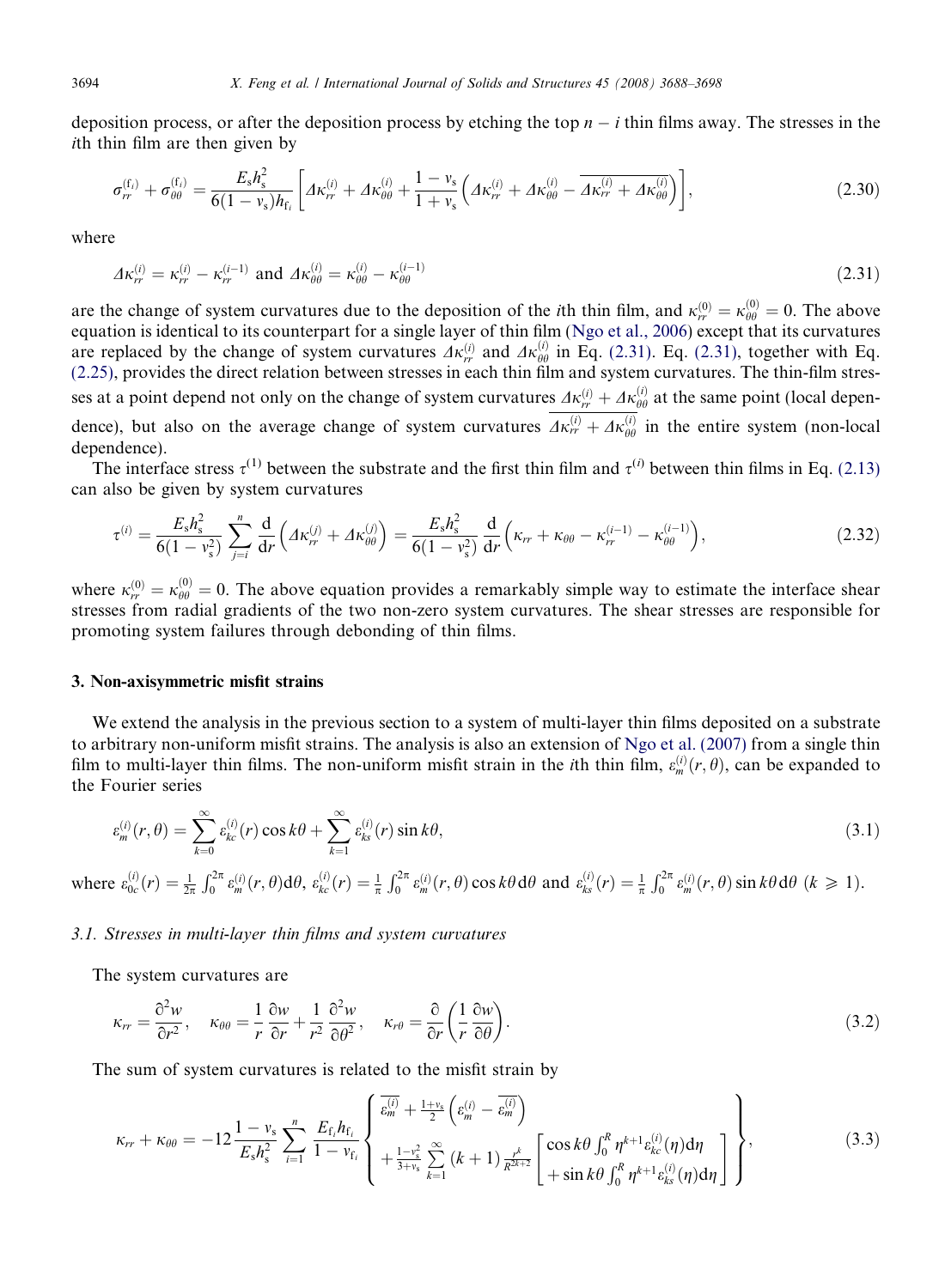deposition process, or after the deposition process by etching the top $n - i$ thin films away. The stresses in the $i$th thin film are then given by

$$\sigma_{rr}^{(f_i)} + \sigma_{\theta\theta}^{(f_i)} = \frac{E_s h_s^2}{6(1-\nu_s)h_{f_i}} \left[ \Delta\kappa_{rr}^{(i)} + \Delta\kappa_{\theta\theta}^{(i)} + \frac{1-\nu_s}{1+\nu_s}\left( \Delta\kappa_{rr}^{(i)} + \Delta\kappa_{\theta\theta}^{(i)} - \overline{\Delta\kappa_{rr}^{(i)} + \Delta\kappa_{\theta\theta}^{(i)}} \right) \right], \tag{2.30}$$

where

$$\Delta\kappa_{rr}^{(i)} = \kappa_{rr}^{(i)} - \kappa_{rr}^{(i-1)} \text{ and } \Delta\kappa_{\theta\theta}^{(i)} = \kappa_{\theta\theta}^{(i)} - \kappa_{\theta\theta}^{(i-1)} \tag{2.31}$$

are the change of system curvatures due to the deposition of the $i$th thin film, and $\kappa_{rr}^{(0)} = \kappa_{\theta\theta}^{(0)} = 0$. The above equation is identical to its counterpart for a single layer of thin film (Ngo et al., 2006) except that its curvatures are replaced by the change of system curvatures $\Delta\kappa_{rr}^{(i)}$ and $\Delta\kappa_{\theta\theta}^{(i)}$ in Eq. (2.31). Eq. (2.31), together with Eq. (2.25), provides the direct relation between stresses in each thin film and system curvatures. The thin-film stresses at a point depend not only on the change of system curvatures $\Delta\kappa_{rr}^{(i)} + \Delta\kappa_{\theta\theta}^{(i)}$ at the same point (local dependence), but also on the average change of system curvatures $\overline{\Delta\kappa_{rr}^{(i)} + \Delta\kappa_{\theta\theta}^{(i)}}$ in the entire system (non-local dependence).

The interface stress $\tau^{(1)}$ between the substrate and the first thin film and $\tau^{(i)}$ between thin films in Eq. (2.13) can also be given by system curvatures

$$\tau^{(i)} = \frac{E_s h_s^2}{6(1-\nu_s^2)} \sum_{j=i}^{n} \frac{d}{dr}\left( \Delta\kappa_{rr}^{(j)} + \Delta\kappa_{\theta\theta}^{(j)} \right) = \frac{E_s h_s^2}{6(1-\nu_s^2)} \frac{d}{dr}\left( \kappa_{rr} + \kappa_{\theta\theta} - \kappa_{rr}^{(i-1)} - \kappa_{\theta\theta}^{(i-1)} \right), \tag{2.32}$$

where $\kappa_{rr}^{(0)} = \kappa_{\theta\theta}^{(0)} = 0$. The above equation provides a remarkably simple way to estimate the interface shear stresses from radial gradients of the two non-zero system curvatures. The shear stresses are responsible for promoting system failures through debonding of thin films.

## 3. Non-axisymmetric misfit strains

We extend the analysis in the previous section to a system of multi-layer thin films deposited on a substrate to arbitrary non-uniform misfit strains. The analysis is also an extension of Ngo et al. (2007) from a single thin film to multi-layer thin films. The non-uniform misfit strain in the $i$th thin film, $\varepsilon_m^{(i)}(r,\theta)$, can be expanded to the Fourier series

$$\varepsilon_m^{(i)}(r,\theta) = \sum_{k=0}^{\infty} \varepsilon_{kc}^{(i)}(r)\cos k\theta + \sum_{k=1}^{\infty} \varepsilon_{ks}^{(i)}(r)\sin k\theta, \tag{3.1}$$

where $\varepsilon_{0c}^{(i)}(r) = \frac{1}{2\pi}\int_0^{2\pi} \varepsilon_m^{(i)}(r,\theta)d\theta$, $\varepsilon_{kc}^{(i)}(r) = \frac{1}{\pi}\int_0^{2\pi} \varepsilon_m^{(i)}(r,\theta)\cos k\theta \, d\theta$ and $\varepsilon_{ks}^{(i)}(r) = \frac{1}{\pi}\int_0^{2\pi} \varepsilon_m^{(i)}(r,\theta)\sin k\theta \, d\theta$ $(k \geqslant 1)$.

### 3.1. Stresses in multi-layer thin films and system curvatures

The system curvatures are

$$\kappa_{rr} = \frac{\partial^2 w}{\partial r^2}, \quad \kappa_{\theta\theta} = \frac{1}{r}\frac{\partial w}{\partial r} + \frac{1}{r^2}\frac{\partial^2 w}{\partial \theta^2}, \quad \kappa_{r\theta} = \frac{\partial}{\partial r}\left( \frac{1}{r}\frac{\partial w}{\partial \theta} \right). \tag{3.2}$$

The sum of system curvatures is related to the misfit strain by

$$\kappa_{rr} + \kappa_{\theta\theta} = -12\frac{1-\nu_s}{E_s h_s^2} \sum_{i=1}^{n} \frac{E_{f_i} h_{f_i}}{1-\nu_{f_i}} \left\{ \begin{array}{l} \overline{\varepsilon_m^{(i)}} + \frac{1+\nu_s}{2}\left( \varepsilon_m^{(i)} - \overline{\varepsilon_m^{(i)}} \right) \\ + \frac{1-\nu_s^2}{3+\nu_s} \sum_{k=1}^{\infty} (k+1) \frac{r^k}{R^{2k+2}} \left[ \begin{array}{l} \cos k\theta \int_0^R \eta^{k+1} \varepsilon_{kc}^{(i)}(\eta) d\eta \\ + \sin k\theta \int_0^R \eta^{k+1} \varepsilon_{ks}^{(i)}(\eta) d\eta \end{array} \right] \end{array} \right\}, \tag{3.3}$$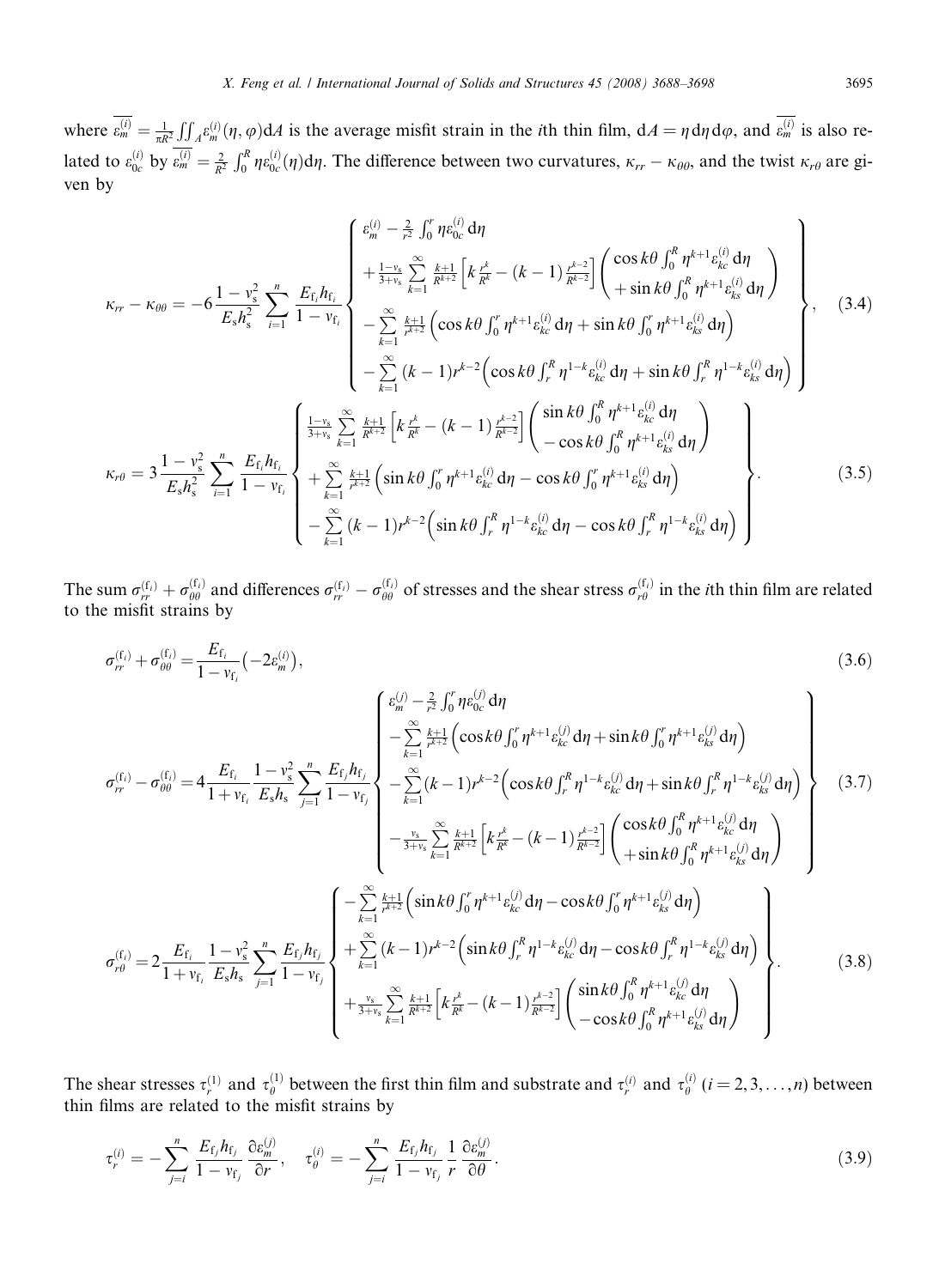where $\overline{\varepsilon_m^{(i)}} = \frac{1}{\pi R^2}\iint_A \varepsilon_m^{(i)}(\eta,\varphi)\mathrm{d}A$ is the average misfit strain in the $i$th thin film, $\mathrm{d}A = \eta\,\mathrm{d}\eta\,\mathrm{d}\varphi$, and $\overline{\varepsilon_m^{(i)}}$ is also related to $\varepsilon_{0c}^{(i)}$ by $\overline{\varepsilon_m^{(i)}} = \frac{2}{R^2}\int_0^R \eta\varepsilon_{0c}^{(i)}(\eta)\mathrm{d}\eta$. The difference between two curvatures, $\kappa_{rr}-\kappa_{\theta\theta}$, and the twist $\kappa_{r\theta}$ are given by

$$
\kappa_{rr}-\kappa_{\theta\theta} = -6\frac{1-\nu_s^2}{E_s h_s^2}\sum_{i=1}^{n}\frac{E_{f_i}h_{f_i}}{1-\nu_{f_i}}\left\{
\begin{array}{l}
\varepsilon_m^{(i)} - \frac{2}{r^2}\int_0^r \eta\varepsilon_{0c}^{(i)}\mathrm{d}\eta \\
+\frac{1-\nu_s}{3+\nu_s}\sum\limits_{k=1}^{\infty}\frac{k+1}{R^{k+2}}\left[k\frac{r^k}{R^k}-(k-1)\frac{r^{k-2}}{R^{k-2}}\right]\left(\begin{array}{l}\cos k\theta\int_0^R \eta^{k+1}\varepsilon_{kc}^{(i)}\mathrm{d}\eta \\ +\sin k\theta\int_0^R \eta^{k+1}\varepsilon_{ks}^{(i)}\mathrm{d}\eta\end{array}\right) \\
-\sum\limits_{k=1}^{\infty}\frac{k+1}{r^{k+2}}\left(\cos k\theta\int_0^r \eta^{k+1}\varepsilon_{kc}^{(i)}\mathrm{d}\eta + \sin k\theta\int_0^r \eta^{k+1}\varepsilon_{ks}^{(i)}\mathrm{d}\eta\right) \\
-\sum\limits_{k=1}^{\infty}(k-1)r^{k-2}\left(\cos k\theta\int_r^R \eta^{1-k}\varepsilon_{kc}^{(i)}\mathrm{d}\eta + \sin k\theta\int_r^R \eta^{1-k}\varepsilon_{ks}^{(i)}\mathrm{d}\eta\right)
\end{array}\right\}, \tag{3.4}
$$

$$
\kappa_{r\theta} = 3\frac{1-\nu_s^2}{E_s h_s^2}\sum_{i=1}^{n}\frac{E_{f_i}h_{f_i}}{1-\nu_{f_i}}\left\{
\begin{array}{l}
\frac{1-\nu_s}{3+\nu_s}\sum\limits_{k=1}^{\infty}\frac{k+1}{R^{k+2}}\left[k\frac{r^k}{R^k}-(k-1)\frac{r^{k-2}}{R^{k-2}}\right]\left(\begin{array}{l}\sin k\theta\int_0^R \eta^{k+1}\varepsilon_{kc}^{(i)}\mathrm{d}\eta \\ -\cos k\theta\int_0^R \eta^{k+1}\varepsilon_{ks}^{(i)}\mathrm{d}\eta\end{array}\right) \\
+\sum\limits_{k=1}^{\infty}\frac{k+1}{r^{k+2}}\left(\sin k\theta\int_0^r \eta^{k+1}\varepsilon_{kc}^{(i)}\mathrm{d}\eta - \cos k\theta\int_0^r \eta^{k+1}\varepsilon_{ks}^{(i)}\mathrm{d}\eta\right) \\
-\sum\limits_{k=1}^{\infty}(k-1)r^{k-2}\left(\sin k\theta\int_r^R \eta^{1-k}\varepsilon_{kc}^{(i)}\mathrm{d}\eta - \cos k\theta\int_r^R \eta^{1-k}\varepsilon_{ks}^{(i)}\mathrm{d}\eta\right)
\end{array}\right\}. \tag{3.5}
$$

The sum $\sigma_{rr}^{(f_i)}+\sigma_{\theta\theta}^{(f_i)}$ and differences $\sigma_{rr}^{(f_i)}-\sigma_{\theta\theta}^{(f_i)}$ of stresses and the shear stress $\sigma_{r\theta}^{(f_i)}$ in the $i$th thin film are related to the misfit strains by

$$
\sigma_{rr}^{(f_i)}+\sigma_{\theta\theta}^{(f_i)} = \frac{E_{f_i}}{1-\nu_{f_i}}\left(-2\varepsilon_m^{(i)}\right), \tag{3.6}
$$

$$
\sigma_{rr}^{(f_i)}-\sigma_{\theta\theta}^{(f_i)} = 4\frac{E_{f_i}}{1+\nu_{f_i}}\frac{1-\nu_s^2}{E_s h_s}\sum_{j=1}^{n}\frac{E_{f_j}h_{f_j}}{1-\nu_{f_j}}\left\{
\begin{array}{l}
\varepsilon_m^{(j)} - \frac{2}{r^2}\int_0^r \eta\varepsilon_{0c}^{(j)}\mathrm{d}\eta \\
-\sum\limits_{k=1}^{\infty}\frac{k+1}{r^{k+2}}\left(\cos k\theta\int_0^r \eta^{k+1}\varepsilon_{kc}^{(j)}\mathrm{d}\eta + \sin k\theta\int_0^r \eta^{k+1}\varepsilon_{ks}^{(j)}\mathrm{d}\eta\right) \\
-\sum\limits_{k=1}^{\infty}(k-1)r^{k-2}\left(\cos k\theta\int_r^R \eta^{1-k}\varepsilon_{kc}^{(j)}\mathrm{d}\eta + \sin k\theta\int_r^R \eta^{1-k}\varepsilon_{ks}^{(j)}\mathrm{d}\eta\right) \\
-\frac{\nu_s}{3+\nu_s}\sum\limits_{k=1}^{\infty}\frac{k+1}{R^{k+2}}\left[k\frac{r^k}{R^k}-(k-1)\frac{r^{k-2}}{R^{k-2}}\right]\left(\begin{array}{l}\cos k\theta\int_0^R \eta^{k+1}\varepsilon_{kc}^{(j)}\mathrm{d}\eta \\ +\sin k\theta\int_0^R \eta^{k+1}\varepsilon_{ks}^{(j)}\mathrm{d}\eta\end{array}\right)
\end{array}\right\} \tag{3.7}
$$

$$
\sigma_{r\theta}^{(f_i)} = 2\frac{E_{f_i}}{1+\nu_{f_i}}\frac{1-\nu_s^2}{E_s h_s}\sum_{j=1}^{n}\frac{E_{f_j}h_{f_j}}{1-\nu_{f_j}}\left\{
\begin{array}{l}
-\sum\limits_{k=1}^{\infty}\frac{k+1}{r^{k+2}}\left(\sin k\theta\int_0^r \eta^{k+1}\varepsilon_{kc}^{(j)}\mathrm{d}\eta - \cos k\theta\int_0^r \eta^{k+1}\varepsilon_{ks}^{(j)}\mathrm{d}\eta\right) \\
+\sum\limits_{k=1}^{\infty}(k-1)r^{k-2}\left(\sin k\theta\int_r^R \eta^{1-k}\varepsilon_{kc}^{(j)}\mathrm{d}\eta - \cos k\theta\int_r^R \eta^{1-k}\varepsilon_{ks}^{(j)}\mathrm{d}\eta\right) \\
+\frac{\nu_s}{3+\nu_s}\sum\limits_{k=1}^{\infty}\frac{k+1}{R^{k+2}}\left[k\frac{r^k}{R^k}-(k-1)\frac{r^{k-2}}{R^{k-2}}\right]\left(\begin{array}{l}\sin k\theta\int_0^R \eta^{k+1}\varepsilon_{kc}^{(j)}\mathrm{d}\eta \\ -\cos k\theta\int_0^R \eta^{k+1}\varepsilon_{ks}^{(j)}\mathrm{d}\eta\end{array}\right)
\end{array}\right\}. \tag{3.8}
$$

The shear stresses $\tau_r^{(1)}$ and $\tau_\theta^{(1)}$ between the first thin film and substrate and $\tau_r^{(i)}$ and $\tau_\theta^{(i)}$ $(i = 2, 3, \ldots, n)$ between thin films are related to the misfit strains by

$$
\tau_r^{(i)} = -\sum_{j=i}^{n}\frac{E_{f_j}h_{f_j}}{1-\nu_{f_j}}\frac{\partial\varepsilon_m^{(j)}}{\partial r}, \quad \tau_\theta^{(i)} = -\sum_{j=i}^{n}\frac{E_{f_j}h_{f_j}}{1-\nu_{f_j}}\frac{1}{r}\frac{\partial\varepsilon_m^{(j)}}{\partial\theta}. \tag{3.9}
$$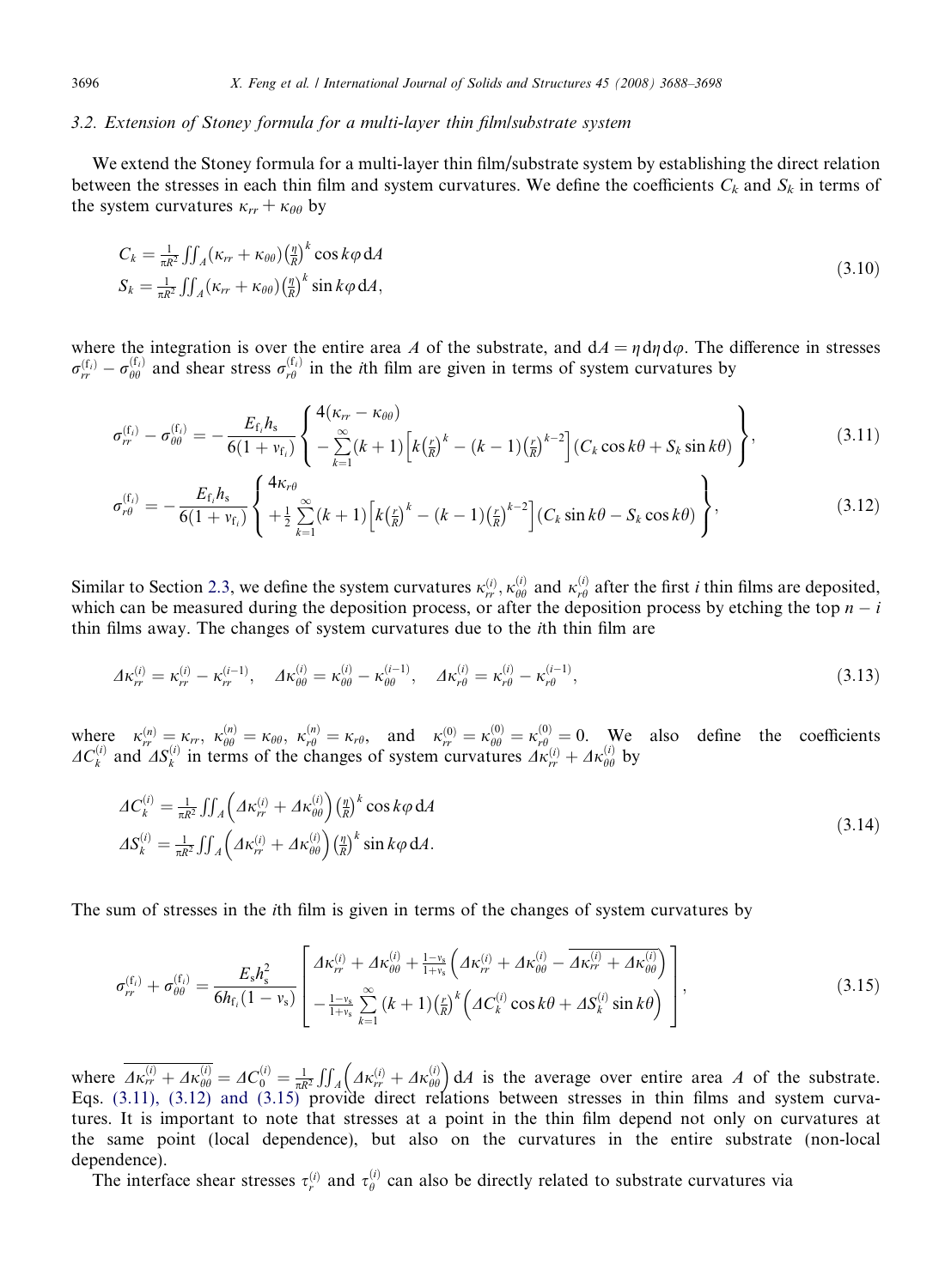### 3.2. Extension of Stoney formula for a multi-layer thin film/substrate system

We extend the Stoney formula for a multi-layer thin film/substrate system by establishing the direct relation between the stresses in each thin film and system curvatures. We define the coefficients $C_k$ and $S_k$ in terms of the system curvatures $\kappa_{rr} + \kappa_{\theta\theta}$ by

$$
\begin{aligned}
C_k &= \frac{1}{\pi R^2} \iint_A (\kappa_{rr} + \kappa_{\theta\theta}) \left(\frac{\eta}{R}\right)^k \cos k\varphi \, dA \\
S_k &= \frac{1}{\pi R^2} \iint_A (\kappa_{rr} + \kappa_{\theta\theta}) \left(\frac{\eta}{R}\right)^k \sin k\varphi \, dA,
\end{aligned}
\tag{3.10}
$$

where the integration is over the entire area $A$ of the substrate, and $dA = \eta \, d\eta \, d\varphi$. The difference in stresses $\sigma_{rr}^{(f_i)} - \sigma_{\theta\theta}^{(f_i)}$ and shear stress $\sigma_{r\theta}^{(f_i)}$ in the $i$th film are given in terms of system curvatures by

$$
\sigma_{rr}^{(f_i)} - \sigma_{\theta\theta}^{(f_i)} = -\frac{E_{f_i} h_s}{6(1+\nu_{f_i})} \left\{ \begin{array}{l} 4(\kappa_{rr} - \kappa_{\theta\theta}) \\ -\sum\limits_{k=1}^{\infty} (k+1) \left[ k\left(\frac{r}{R}\right)^k - (k-1)\left(\frac{r}{R}\right)^{k-2} \right] (C_k \cos k\theta + S_k \sin k\theta) \end{array} \right\},
\tag{3.11}
$$

$$
\sigma_{r\theta}^{(f_i)} = -\frac{E_{f_i} h_s}{6(1+\nu_{f_i})} \left\{ \begin{array}{l} 4\kappa_{r\theta} \\ +\frac{1}{2} \sum\limits_{k=1}^{\infty} (k+1) \left[ k\left(\frac{r}{R}\right)^k - (k-1)\left(\frac{r}{R}\right)^{k-2} \right] (C_k \sin k\theta - S_k \cos k\theta) \end{array} \right\},
\tag{3.12}
$$

Similar to Section 2.3, we define the system curvatures $\kappa_{rr}^{(i)}, \kappa_{\theta\theta}^{(i)}$ and $\kappa_{r\theta}^{(i)}$ after the first $i$ thin films are deposited, which can be measured during the deposition process, or after the deposition process by etching the top $n - i$ thin films away. The changes of system curvatures due to the $i$th thin film are

$$
\Delta\kappa_{rr}^{(i)} = \kappa_{rr}^{(i)} - \kappa_{rr}^{(i-1)}, \quad \Delta\kappa_{\theta\theta}^{(i)} = \kappa_{\theta\theta}^{(i)} - \kappa_{\theta\theta}^{(i-1)}, \quad \Delta\kappa_{r\theta}^{(i)} = \kappa_{r\theta}^{(i)} - \kappa_{r\theta}^{(i-1)},
\tag{3.13}
$$

where $\kappa_{rr}^{(n)} = \kappa_{rr}$, $\kappa_{\theta\theta}^{(n)} = \kappa_{\theta\theta}$, $\kappa_{r\theta}^{(n)} = \kappa_{r\theta}$, and $\kappa_{rr}^{(0)} = \kappa_{\theta\theta}^{(0)} = \kappa_{r\theta}^{(0)} = 0$. We also define the coefficients $\Delta C_k^{(i)}$ and $\Delta S_k^{(i)}$ in terms of the changes of system curvatures $\Delta\kappa_{rr}^{(i)} + \Delta\kappa_{\theta\theta}^{(i)}$ by

$$
\begin{aligned}
\Delta C_k^{(i)} &= \frac{1}{\pi R^2} \iint_A \left( \Delta\kappa_{rr}^{(i)} + \Delta\kappa_{\theta\theta}^{(i)} \right) \left(\frac{\eta}{R}\right)^k \cos k\varphi \, dA \\
\Delta S_k^{(i)} &= \frac{1}{\pi R^2} \iint_A \left( \Delta\kappa_{rr}^{(i)} + \Delta\kappa_{\theta\theta}^{(i)} \right) \left(\frac{\eta}{R}\right)^k \sin k\varphi \, dA.
\end{aligned}
\tag{3.14}
$$

The sum of stresses in the $i$th film is given in terms of the changes of system curvatures by

$$
\sigma_{rr}^{(f_i)} + \sigma_{\theta\theta}^{(f_i)} = \frac{E_s h_s^2}{6 h_{f_i} (1-\nu_s)} \left[ \begin{array}{l} \Delta\kappa_{rr}^{(i)} + \Delta\kappa_{\theta\theta}^{(i)} + \frac{1-\nu_s}{1+\nu_s} \left( \Delta\kappa_{rr}^{(i)} + \Delta\kappa_{\theta\theta}^{(i)} - \overline{\Delta\kappa_{rr}^{(i)} + \Delta\kappa_{\theta\theta}^{(i)}} \right) \\ -\frac{1-\nu_s}{1+\nu_s} \sum\limits_{k=1}^{\infty} (k+1) \left(\frac{r}{R}\right)^k \left( \Delta C_k^{(i)} \cos k\theta + \Delta S_k^{(i)} \sin k\theta \right) \end{array} \right],
\tag{3.15}
$$

where $\overline{\Delta\kappa_{rr}^{(i)} + \Delta\kappa_{\theta\theta}^{(i)}} = \Delta C_0^{(i)} = \frac{1}{\pi R^2} \iint_A \left( \Delta\kappa_{rr}^{(i)} + \Delta\kappa_{\theta\theta}^{(i)} \right) dA$ is the average over entire area $A$ of the substrate. Eqs. (3.11), (3.12) and (3.15) provide direct relations between stresses in thin films and system curvatures. It is important to note that stresses at a point in the thin film depend not only on curvatures at the same point (local dependence), but also on the curvatures in the entire substrate (non-local dependence).

The interface shear stresses $\tau_r^{(i)}$ and $\tau_\theta^{(i)}$ can also be directly related to substrate curvatures via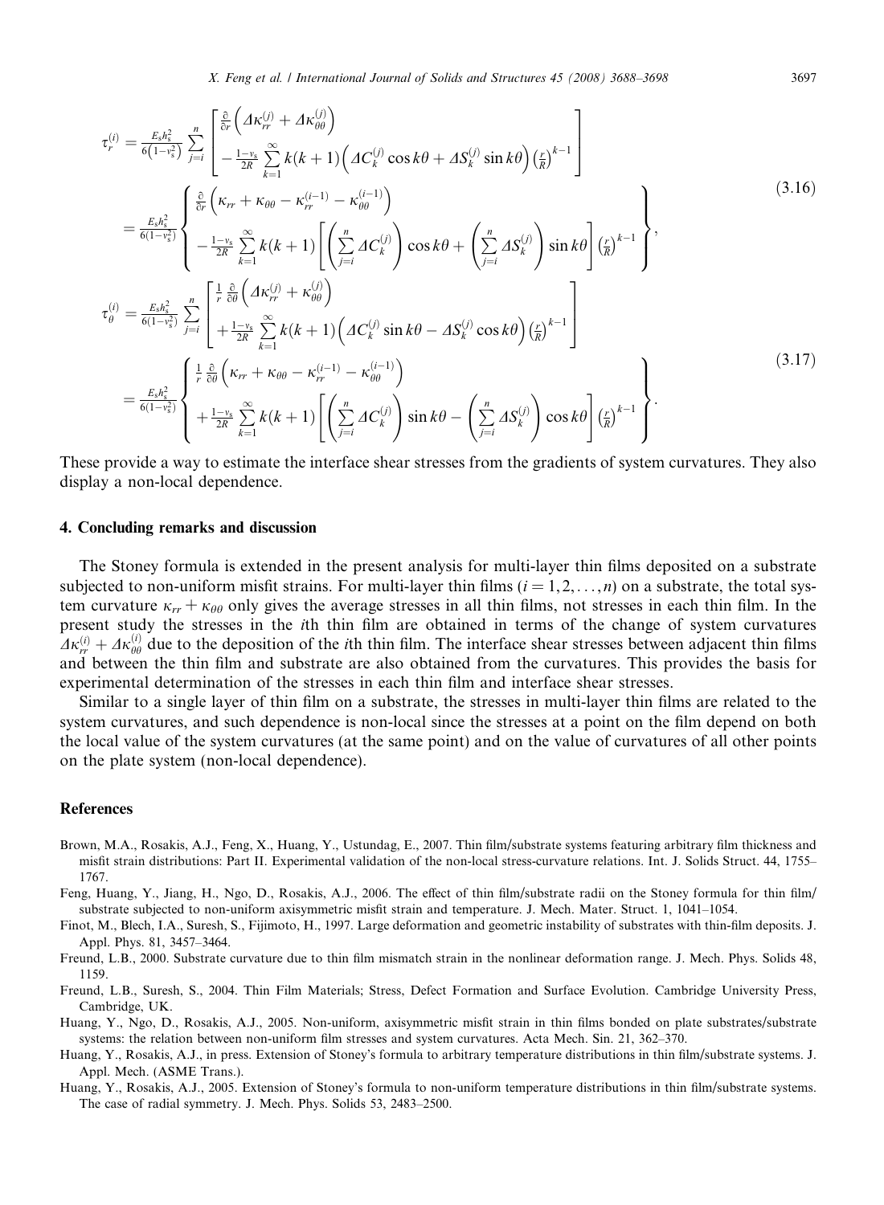$$
\begin{aligned}
\tau_r^{(i)} &= \frac{E_s h_s^2}{6\left(1-\nu_s^2\right)} \sum_{j=i}^{n} \left[ \begin{array}{l} \frac{\partial}{\partial r}\left(\Delta\kappa_{rr}^{(j)} + \Delta\kappa_{\theta\theta}^{(j)}\right) \\ -\frac{1-\nu_s}{2R} \sum\limits_{k=1}^{\infty} k(k+1)\left(\Delta C_k^{(j)} \cos k\theta + \Delta S_k^{(j)} \sin k\theta\right)\left(\frac{r}{R}\right)^{k-1} \end{array} \right] \\
&= \frac{E_s h_s^2}{6(1-\nu_s^2)} \left\{ \begin{array}{l} \frac{\partial}{\partial r}\left(\kappa_{rr} + \kappa_{\theta\theta} - \kappa_{rr}^{(i-1)} - \kappa_{\theta\theta}^{(i-1)}\right) \\ -\frac{1-\nu_s}{2R} \sum\limits_{k=1}^{\infty} k(k+1)\left[\left(\sum\limits_{j=i}^{n} \Delta C_k^{(j)}\right) \cos k\theta + \left(\sum\limits_{j=i}^{n} \Delta S_k^{(j)}\right) \sin k\theta\right]\left(\frac{r}{R}\right)^{k-1} \end{array} \right\},
\end{aligned}
\tag{3.16}
$$

$$
\begin{aligned}
\tau_\theta^{(i)} &= \frac{E_s h_s^2}{6(1-\nu_s^2)} \sum_{j=i}^{n} \left[ \begin{array}{l} \frac{1}{r}\frac{\partial}{\partial \theta}\left(\Delta\kappa_{rr}^{(j)} + \kappa_{\theta\theta}^{(j)}\right) \\ +\frac{1-\nu_s}{2R} \sum\limits_{k=1}^{\infty} k(k+1)\left(\Delta C_k^{(j)} \sin k\theta - \Delta S_k^{(j)} \cos k\theta\right)\left(\frac{r}{R}\right)^{k-1} \end{array} \right] \\
&= \frac{E_s h_s^2}{6(1-\nu_s^2)} \left\{ \begin{array}{l} \frac{1}{r}\frac{\partial}{\partial \theta}\left(\kappa_{rr} + \kappa_{\theta\theta} - \kappa_{rr}^{(i-1)} - \kappa_{\theta\theta}^{(i-1)}\right) \\ +\frac{1-\nu_s}{2R} \sum\limits_{k=1}^{\infty} k(k+1)\left[\left(\sum\limits_{j=i}^{n} \Delta C_k^{(j)}\right) \sin k\theta - \left(\sum\limits_{j=i}^{n} \Delta S_k^{(j)}\right) \cos k\theta\right]\left(\frac{r}{R}\right)^{k-1} \end{array} \right\}.
\end{aligned}
\tag{3.17}
$$

These provide a way to estimate the interface shear stresses from the gradients of system curvatures. They also display a non-local dependence.

## 4. Concluding remarks and discussion

The Stoney formula is extended in the present analysis for multi-layer thin films deposited on a substrate subjected to non-uniform misfit strains. For multi-layer thin films ($i = 1, 2, \ldots, n$) on a substrate, the total system curvature $\kappa_{rr} + \kappa_{\theta\theta}$ only gives the average stresses in all thin films, not stresses in each thin film. In the present study the stresses in the $i$th thin film are obtained in terms of the change of system curvatures $\Delta\kappa_{rr}^{(i)} + \Delta\kappa_{\theta\theta}^{(i)}$ due to the deposition of the $i$th thin film. The interface shear stresses between adjacent thin films and between the thin film and substrate are also obtained from the curvatures. This provides the basis for experimental determination of the stresses in each thin film and interface shear stresses.

Similar to a single layer of thin film on a substrate, the stresses in multi-layer thin films are related to the system curvatures, and such dependence is non-local since the stresses at a point on the film depend on both the local value of the system curvatures (at the same point) and on the value of curvatures of all other points on the plate system (non-local dependence).

## References

Brown, M.A., Rosakis, A.J., Feng, X., Huang, Y., Ustundag, E., 2007. Thin film/substrate systems featuring arbitrary film thickness and misfit strain distributions: Part II. Experimental validation of the non-local stress-curvature relations. Int. J. Solids Struct. 44, 1755–1767.

Feng, Huang, Y., Jiang, H., Ngo, D., Rosakis, A.J., 2006. The effect of thin film/substrate radii on the Stoney formula for thin film/substrate subjected to non-uniform axisymmetric misfit strain and temperature. J. Mech. Mater. Struct. 1, 1041–1054.

Finot, M., Blech, I.A., Suresh, S., Fijimoto, H., 1997. Large deformation and geometric instability of substrates with thin-film deposits. J. Appl. Phys. 81, 3457–3464.

Freund, L.B., 2000. Substrate curvature due to thin film mismatch strain in the nonlinear deformation range. J. Mech. Phys. Solids 48, 1159.

Freund, L.B., Suresh, S., 2004. Thin Film Materials; Stress, Defect Formation and Surface Evolution. Cambridge University Press, Cambridge, UK.

Huang, Y., Ngo, D., Rosakis, A.J., 2005. Non-uniform, axisymmetric misfit strain in thin films bonded on plate substrates/substrate systems: the relation between non-uniform film stresses and system curvatures. Acta Mech. Sin. 21, 362–370.

Huang, Y., Rosakis, A.J., in press. Extension of Stoney's formula to arbitrary temperature distributions in thin film/substrate systems. J. Appl. Mech. (ASME Trans.).

Huang, Y., Rosakis, A.J., 2005. Extension of Stoney's formula to non-uniform temperature distributions in thin film/substrate systems. The case of radial symmetry. J. Mech. Phys. Solids 53, 2483–2500.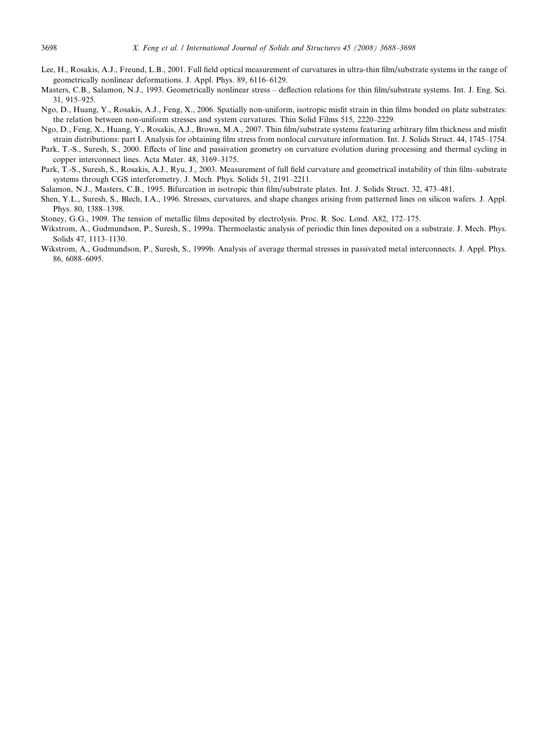Lee, H., Rosakis, A.J., Freund, L.B., 2001. Full field optical measurement of curvatures in ultra-thin film/substrate systems in the range of geometrically nonlinear deformations. J. Appl. Phys. 89, 6116–6129.

Masters, C.B., Salamon, N.J., 1993. Geometrically nonlinear stress – deflection relations for thin film/substrate systems. Int. J. Eng. Sci. 31, 915–925.

Ngo, D., Huang, Y., Rosakis, A.J., Feng, X., 2006. Spatially non-uniform, isotropic misfit strain in thin films bonded on plate substrates: the relation between non-uniform stresses and system curvatures. Thin Solid Films 515, 2220–2229.

Ngo, D., Feng, X., Huang, Y., Rosakis, A.J., Brown, M.A., 2007. Thin film/substrate systems featuring arbitrary film thickness and misfit strain distributions: part I. Analysis for obtaining film stress from nonlocal curvature information. Int. J. Solids Struct. 44, 1745–1754.

Park, T.-S., Suresh, S., 2000. Effects of line and passivation geometry on curvature evolution during processing and thermal cycling in copper interconnect lines. Acta Mater. 48, 3169–3175.

Park, T.-S., Suresh, S., Rosakis, A.J., Ryu, J., 2003. Measurement of full field curvature and geometrical instability of thin film–substrate systems through CGS interferometry. J. Mech. Phys. Solids 51, 2191–2211.

Salamon, N.J., Masters, C.B., 1995. Bifurcation in isotropic thin film/substrate plates. Int. J. Solids Struct. 32, 473–481.

Shen, Y.L., Suresh, S., Blech, I.A., 1996. Stresses, curvatures, and shape changes arising from patterned lines on silicon wafers. J. Appl. Phys. 80, 1388–1398.

Stoney, G.G., 1909. The tension of metallic films deposited by electrolysis. Proc. R. Soc. Lond. A82, 172–175.

Wikstrom, A., Gudmundson, P., Suresh, S., 1999a. Thermoelastic analysis of periodic thin lines deposited on a substrate. J. Mech. Phys. Solids 47, 1113–1130.

Wikstrom, A., Gudmundson, P., Suresh, S., 1999b. Analysis of average thermal stresses in passivated metal interconnects. J. Appl. Phys. 86, 6088–6095.